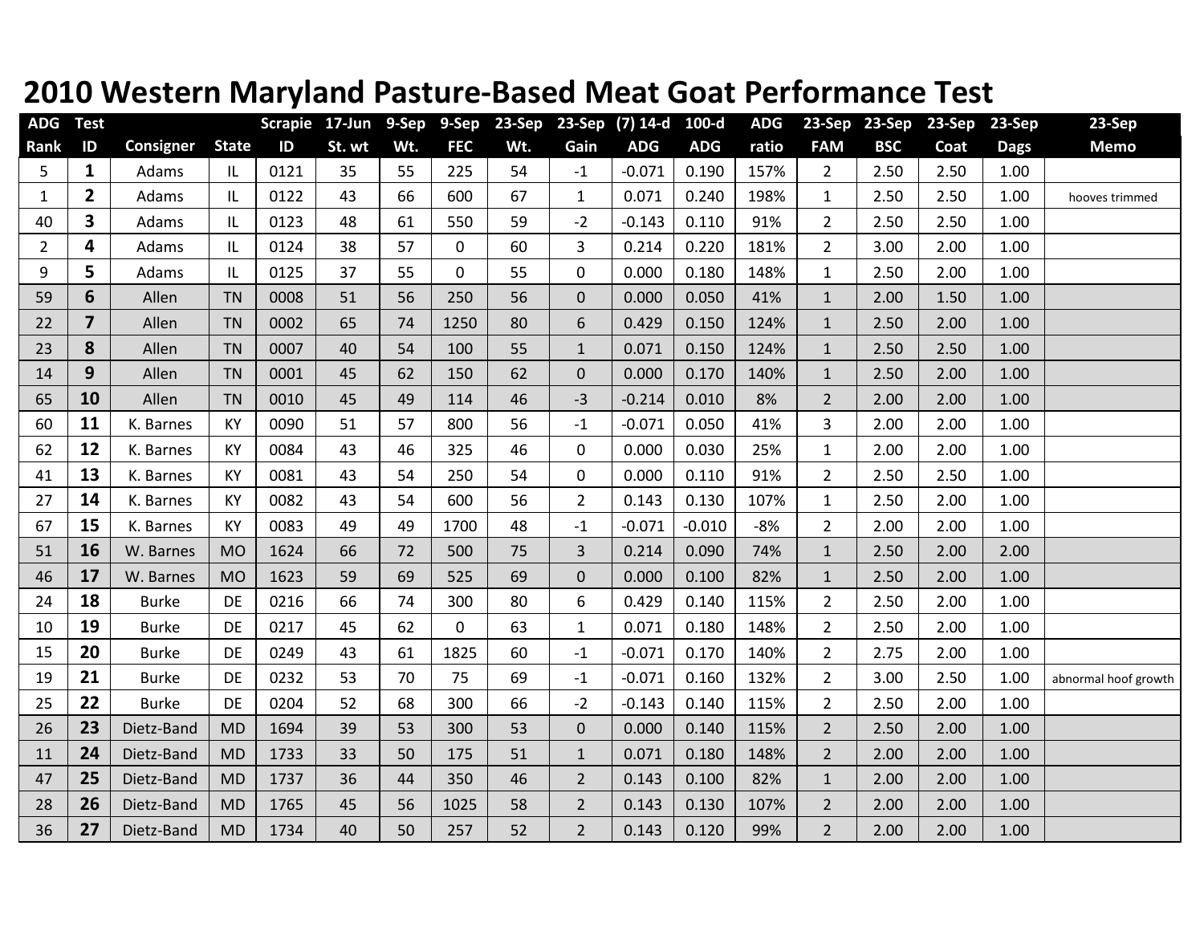# 2010 Western Maryland Pasture-Based Meat Goat Performance Test

| ADG Rank | Test ID | Consigner | State | Scrapie ID | 17-Jun St. wt | 9-Sep Wt. | 9-Sep FEC | 23-Sep Wt. | 23-Sep Gain | (7) 14-d ADG | 100-d ADG | ADG ratio | 23-Sep FAM | 23-Sep BSC | 23-Sep Coat | 23-Sep Dags | 23-Sep Memo |
|---|---|---|---|---|---|---|---|---|---|---|---|---|---|---|---|---|---|
| 5 | **1** | Adams | IL | 0121 | 35 | 55 | 225 | 54 | -1 | -0.071 | 0.190 | 157% | 2 | 2.50 | 2.50 | 1.00 | |
| 1 | **2** | Adams | IL | 0122 | 43 | 66 | 600 | 67 | 1 | 0.071 | 0.240 | 198% | 1 | 2.50 | 2.50 | 1.00 | hooves trimmed |
| 40 | **3** | Adams | IL | 0123 | 48 | 61 | 550 | 59 | -2 | -0.143 | 0.110 | 91% | 2 | 2.50 | 2.50 | 1.00 | |
| 2 | **4** | Adams | IL | 0124 | 38 | 57 | 0 | 60 | 3 | 0.214 | 0.220 | 181% | 2 | 3.00 | 2.00 | 1.00 | |
| 9 | **5** | Adams | IL | 0125 | 37 | 55 | 0 | 55 | 0 | 0.000 | 0.180 | 148% | 1 | 2.50 | 2.00 | 1.00 | |
| 59 | **6** | Allen | TN | 0008 | 51 | 56 | 250 | 56 | 0 | 0.000 | 0.050 | 41% | 1 | 2.00 | 1.50 | 1.00 | |
| 22 | **7** | Allen | TN | 0002 | 65 | 74 | 1250 | 80 | 6 | 0.429 | 0.150 | 124% | 1 | 2.50 | 2.00 | 1.00 | |
| 23 | **8** | Allen | TN | 0007 | 40 | 54 | 100 | 55 | 1 | 0.071 | 0.150 | 124% | 1 | 2.50 | 2.50 | 1.00 | |
| 14 | **9** | Allen | TN | 0001 | 45 | 62 | 150 | 62 | 0 | 0.000 | 0.170 | 140% | 1 | 2.50 | 2.00 | 1.00 | |
| 65 | **10** | Allen | TN | 0010 | 45 | 49 | 114 | 46 | -3 | -0.214 | 0.010 | 8% | 2 | 2.00 | 2.00 | 1.00 | |
| 60 | **11** | K. Barnes | KY | 0090 | 51 | 57 | 800 | 56 | -1 | -0.071 | 0.050 | 41% | 3 | 2.00 | 2.00 | 1.00 | |
| 62 | **12** | K. Barnes | KY | 0084 | 43 | 46 | 325 | 46 | 0 | 0.000 | 0.030 | 25% | 1 | 2.00 | 2.00 | 1.00 | |
| 41 | **13** | K. Barnes | KY | 0081 | 43 | 54 | 250 | 54 | 0 | 0.000 | 0.110 | 91% | 2 | 2.50 | 2.50 | 1.00 | |
| 27 | **14** | K. Barnes | KY | 0082 | 43 | 54 | 600 | 56 | 2 | 0.143 | 0.130 | 107% | 1 | 2.50 | 2.00 | 1.00 | |
| 67 | **15** | K. Barnes | KY | 0083 | 49 | 49 | 1700 | 48 | -1 | -0.071 | -0.010 | -8% | 2 | 2.00 | 2.00 | 1.00 | |
| 51 | **16** | W. Barnes | MO | 1624 | 66 | 72 | 500 | 75 | 3 | 0.214 | 0.090 | 74% | 1 | 2.50 | 2.00 | 2.00 | |
| 46 | **17** | W. Barnes | MO | 1623 | 59 | 69 | 525 | 69 | 0 | 0.000 | 0.100 | 82% | 1 | 2.50 | 2.00 | 1.00 | |
| 24 | **18** | Burke | DE | 0216 | 66 | 74 | 300 | 80 | 6 | 0.429 | 0.140 | 115% | 2 | 2.50 | 2.00 | 1.00 | |
| 10 | **19** | Burke | DE | 0217 | 45 | 62 | 0 | 63 | 1 | 0.071 | 0.180 | 148% | 2 | 2.50 | 2.00 | 1.00 | |
| 15 | **20** | Burke | DE | 0249 | 43 | 61 | 1825 | 60 | -1 | -0.071 | 0.170 | 140% | 2 | 2.75 | 2.00 | 1.00 | |
| 19 | **21** | Burke | DE | 0232 | 53 | 70 | 75 | 69 | -1 | -0.071 | 0.160 | 132% | 2 | 3.00 | 2.50 | 1.00 | abnormal hoof growth |
| 25 | **22** | Burke | DE | 0204 | 52 | 68 | 300 | 66 | -2 | -0.143 | 0.140 | 115% | 2 | 2.50 | 2.00 | 1.00 | |
| 26 | **23** | Dietz-Band | MD | 1694 | 39 | 53 | 300 | 53 | 0 | 0.000 | 0.140 | 115% | 2 | 2.50 | 2.00 | 1.00 | |
| 11 | **24** | Dietz-Band | MD | 1733 | 33 | 50 | 175 | 51 | 1 | 0.071 | 0.180 | 148% | 2 | 2.00 | 2.00 | 1.00 | |
| 47 | **25** | Dietz-Band | MD | 1737 | 36 | 44 | 350 | 46 | 2 | 0.143 | 0.100 | 82% | 1 | 2.00 | 2.00 | 1.00 | |
| 28 | **26** | Dietz-Band | MD | 1765 | 45 | 56 | 1025 | 58 | 2 | 0.143 | 0.130 | 107% | 2 | 2.00 | 2.00 | 1.00 | |
| 36 | **27** | Dietz-Band | MD | 1734 | 40 | 50 | 257 | 52 | 2 | 0.143 | 0.120 | 99% | 2 | 2.00 | 2.00 | 1.00 | |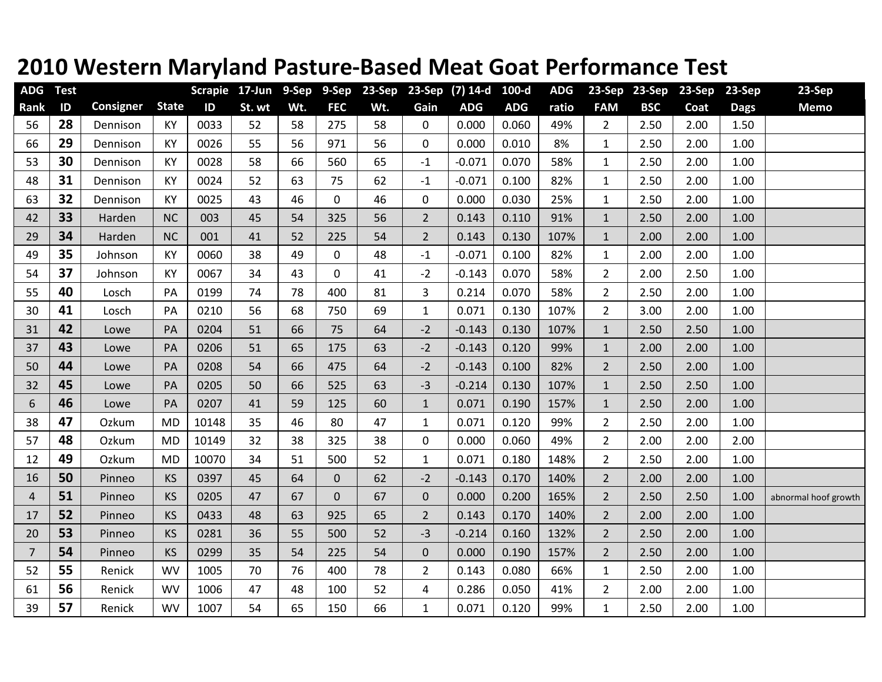# 2010 Western Maryland Pasture-Based Meat Goat Performance Test

| ADG Rank | Test ID | Consigner | State | Scrapie ID | 17-Jun St. wt | 9-Sep Wt. | 9-Sep FEC | 23-Sep Wt. | 23-Sep Gain | (7) 14-d ADG | 100-d ADG | ADG ratio | 23-Sep FAM | 23-Sep BSC | 23-Sep Coat | 23-Sep Dags | 23-Sep Memo |
|---|---|---|---|---|---|---|---|---|---|---|---|---|---|---|---|---|---|
| 56 | **28** | Dennison | KY | 0033 | 52 | 58 | 275 | 58 | 0 | 0.000 | 0.060 | 49% | 2 | 2.50 | 2.00 | 1.50 | |
| 66 | **29** | Dennison | KY | 0026 | 55 | 56 | 971 | 56 | 0 | 0.000 | 0.010 | 8% | 1 | 2.50 | 2.00 | 1.00 | |
| 53 | **30** | Dennison | KY | 0028 | 58 | 66 | 560 | 65 | -1 | -0.071 | 0.070 | 58% | 1 | 2.50 | 2.00 | 1.00 | |
| 48 | **31** | Dennison | KY | 0024 | 52 | 63 | 75 | 62 | -1 | -0.071 | 0.100 | 82% | 1 | 2.50 | 2.00 | 1.00 | |
| 63 | **32** | Dennison | KY | 0025 | 43 | 46 | 0 | 46 | 0 | 0.000 | 0.030 | 25% | 1 | 2.50 | 2.00 | 1.00 | |
| 42 | **33** | Harden | NC | 003 | 45 | 54 | 325 | 56 | 2 | 0.143 | 0.110 | 91% | 1 | 2.50 | 2.00 | 1.00 | |
| 29 | **34** | Harden | NC | 001 | 41 | 52 | 225 | 54 | 2 | 0.143 | 0.130 | 107% | 1 | 2.00 | 2.00 | 1.00 | |
| 49 | **35** | Johnson | KY | 0060 | 38 | 49 | 0 | 48 | -1 | -0.071 | 0.100 | 82% | 1 | 2.00 | 2.00 | 1.00 | |
| 54 | **37** | Johnson | KY | 0067 | 34 | 43 | 0 | 41 | -2 | -0.143 | 0.070 | 58% | 2 | 2.00 | 2.50 | 1.00 | |
| 55 | **40** | Losch | PA | 0199 | 74 | 78 | 400 | 81 | 3 | 0.214 | 0.070 | 58% | 2 | 2.50 | 2.00 | 1.00 | |
| 30 | **41** | Losch | PA | 0210 | 56 | 68 | 750 | 69 | 1 | 0.071 | 0.130 | 107% | 2 | 3.00 | 2.00 | 1.00 | |
| 31 | **42** | Lowe | PA | 0204 | 51 | 66 | 75 | 64 | -2 | -0.143 | 0.130 | 107% | 1 | 2.50 | 2.50 | 1.00 | |
| 37 | **43** | Lowe | PA | 0206 | 51 | 65 | 175 | 63 | -2 | -0.143 | 0.120 | 99% | 1 | 2.00 | 2.00 | 1.00 | |
| 50 | **44** | Lowe | PA | 0208 | 54 | 66 | 475 | 64 | -2 | -0.143 | 0.100 | 82% | 2 | 2.50 | 2.00 | 1.00 | |
| 32 | **45** | Lowe | PA | 0205 | 50 | 66 | 525 | 63 | -3 | -0.214 | 0.130 | 107% | 1 | 2.50 | 2.50 | 1.00 | |
| 6 | **46** | Lowe | PA | 0207 | 41 | 59 | 125 | 60 | 1 | 0.071 | 0.190 | 157% | 1 | 2.50 | 2.00 | 1.00 | |
| 38 | **47** | Ozkum | MD | 10148 | 35 | 46 | 80 | 47 | 1 | 0.071 | 0.120 | 99% | 2 | 2.50 | 2.00 | 1.00 | |
| 57 | **48** | Ozkum | MD | 10149 | 32 | 38 | 325 | 38 | 0 | 0.000 | 0.060 | 49% | 2 | 2.00 | 2.00 | 2.00 | |
| 12 | **49** | Ozkum | MD | 10070 | 34 | 51 | 500 | 52 | 1 | 0.071 | 0.180 | 148% | 2 | 2.50 | 2.00 | 1.00 | |
| 16 | **50** | Pinneo | KS | 0397 | 45 | 64 | 0 | 62 | -2 | -0.143 | 0.170 | 140% | 2 | 2.00 | 2.00 | 1.00 | |
| 4 | **51** | Pinneo | KS | 0205 | 47 | 67 | 0 | 67 | 0 | 0.000 | 0.200 | 165% | 2 | 2.50 | 2.50 | 1.00 | abnormal hoof growth |
| 17 | **52** | Pinneo | KS | 0433 | 48 | 63 | 925 | 65 | 2 | 0.143 | 0.170 | 140% | 2 | 2.00 | 2.00 | 1.00 | |
| 20 | **53** | Pinneo | KS | 0281 | 36 | 55 | 500 | 52 | -3 | -0.214 | 0.160 | 132% | 2 | 2.50 | 2.00 | 1.00 | |
| 7 | **54** | Pinneo | KS | 0299 | 35 | 54 | 225 | 54 | 0 | 0.000 | 0.190 | 157% | 2 | 2.50 | 2.00 | 1.00 | |
| 52 | **55** | Renick | WV | 1005 | 70 | 76 | 400 | 78 | 2 | 0.143 | 0.080 | 66% | 1 | 2.50 | 2.00 | 1.00 | |
| 61 | **56** | Renick | WV | 1006 | 47 | 48 | 100 | 52 | 4 | 0.286 | 0.050 | 41% | 2 | 2.00 | 2.00 | 1.00 | |
| 39 | **57** | Renick | WV | 1007 | 54 | 65 | 150 | 66 | 1 | 0.071 | 0.120 | 99% | 1 | 2.50 | 2.00 | 1.00 | |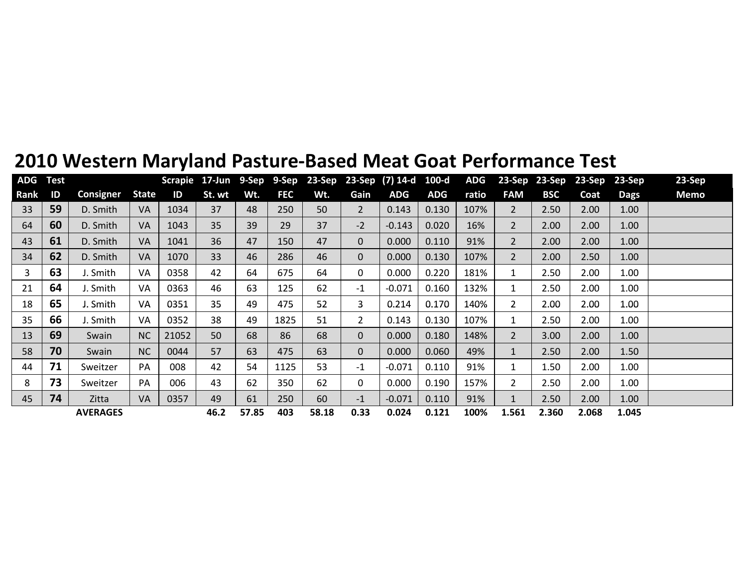# 2010 Western Maryland Pasture-Based Meat Goat Performance Test

| ADG Rank | Test ID | Consigner | State | Scrapie ID | 17-Jun St. wt | 9-Sep Wt. | 9-Sep FEC | 23-Sep Wt. | 23-Sep Gain | (7) 14-d ADG | 100-d ADG | ADG ratio | 23-Sep FAM | 23-Sep BSC | 23-Sep Coat | 23-Sep Dags | 23-Sep Memo |
|---|---|---|---|---|---|---|---|---|---|---|---|---|---|---|---|---|---|
| 33 | **59** | D. Smith | VA | 1034 | 37 | 48 | 250 | 50 | 2 | 0.143 | 0.130 | 107% | 2 | 2.50 | 2.00 | 1.00 | |
| 64 | **60** | D. Smith | VA | 1043 | 35 | 39 | 29 | 37 | -2 | -0.143 | 0.020 | 16% | 2 | 2.00 | 2.00 | 1.00 | |
| 43 | **61** | D. Smith | VA | 1041 | 36 | 47 | 150 | 47 | 0 | 0.000 | 0.110 | 91% | 2 | 2.00 | 2.00 | 1.00 | |
| 34 | **62** | D. Smith | VA | 1070 | 33 | 46 | 286 | 46 | 0 | 0.000 | 0.130 | 107% | 2 | 2.00 | 2.50 | 1.00 | |
| 3 | **63** | J. Smith | VA | 0358 | 42 | 64 | 675 | 64 | 0 | 0.000 | 0.220 | 181% | 1 | 2.50 | 2.00 | 1.00 | |
| 21 | **64** | J. Smith | VA | 0363 | 46 | 63 | 125 | 62 | -1 | -0.071 | 0.160 | 132% | 1 | 2.50 | 2.00 | 1.00 | |
| 18 | **65** | J. Smith | VA | 0351 | 35 | 49 | 475 | 52 | 3 | 0.214 | 0.170 | 140% | 2 | 2.00 | 2.00 | 1.00 | |
| 35 | **66** | J. Smith | VA | 0352 | 38 | 49 | 1825 | 51 | 2 | 0.143 | 0.130 | 107% | 1 | 2.50 | 2.00 | 1.00 | |
| 13 | **69** | Swain | NC | 21052 | 50 | 68 | 86 | 68 | 0 | 0.000 | 0.180 | 148% | 2 | 3.00 | 2.00 | 1.00 | |
| 58 | **70** | Swain | NC | 0044 | 57 | 63 | 475 | 63 | 0 | 0.000 | 0.060 | 49% | 1 | 2.50 | 2.00 | 1.50 | |
| 44 | **71** | Sweitzer | PA | 008 | 42 | 54 | 1125 | 53 | -1 | -0.071 | 0.110 | 91% | 1 | 1.50 | 2.00 | 1.00 | |
| 8 | **73** | Sweitzer | PA | 006 | 43 | 62 | 350 | 62 | 0 | 0.000 | 0.190 | 157% | 2 | 2.50 | 2.00 | 1.00 | |
| 45 | **74** | Zitta | VA | 0357 | 49 | 61 | 250 | 60 | -1 | -0.071 | 0.110 | 91% | 1 | 2.50 | 2.00 | 1.00 | |
| | | **AVERAGES** | | | **46.2** | **57.85** | **403** | **58.18** | **0.33** | **0.024** | **0.121** | **100%** | **1.561** | **2.360** | **2.068** | **1.045** | |